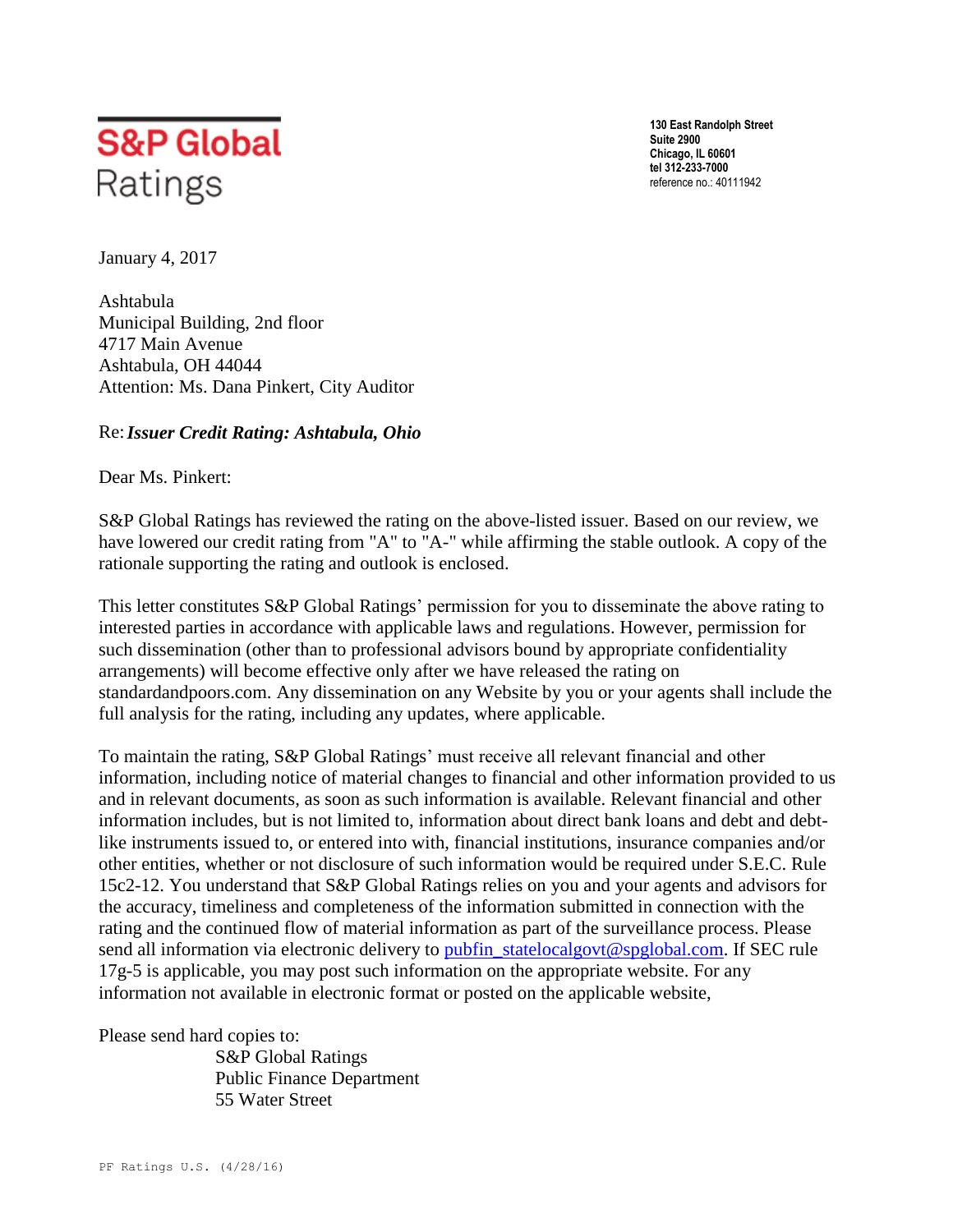**S&P Global**
Ratings

**130 East Randolph Street**
**Suite 2900**
**Chicago, IL 60601**
**tel 312-233-7000**
reference no.: 40111942

January 4, 2017

Ashtabula
Municipal Building, 2nd floor
4717 Main Avenue
Ashtabula, OH 44044
Attention: Ms. Dana Pinkert, City Auditor

Re: ***Issuer Credit Rating: Ashtabula, Ohio***

Dear Ms. Pinkert:

S&P Global Ratings has reviewed the rating on the above-listed issuer. Based on our review, we have lowered our credit rating from "A" to "A-" while affirming the stable outlook. A copy of the rationale supporting the rating and outlook is enclosed.

This letter constitutes S&P Global Ratings' permission for you to disseminate the above rating to interested parties in accordance with applicable laws and regulations. However, permission for such dissemination (other than to professional advisors bound by appropriate confidentiality arrangements) will become effective only after we have released the rating on standardandpoors.com. Any dissemination on any Website by you or your agents shall include the full analysis for the rating, including any updates, where applicable.

To maintain the rating, S&P Global Ratings' must receive all relevant financial and other information, including notice of material changes to financial and other information provided to us and in relevant documents, as soon as such information is available. Relevant financial and other information includes, but is not limited to, information about direct bank loans and debt and debt-like instruments issued to, or entered into with, financial institutions, insurance companies and/or other entities, whether or not disclosure of such information would be required under S.E.C. Rule 15c2-12. You understand that S&P Global Ratings relies on you and your agents and advisors for the accuracy, timeliness and completeness of the information submitted in connection with the rating and the continued flow of material information as part of the surveillance process. Please send all information via electronic delivery to pubfin_statelocalgovt@spglobal.com. If SEC rule 17g-5 is applicable, you may post such information on the appropriate website. For any information not available in electronic format or posted on the applicable website,

Please send hard copies to:

S&P Global Ratings
Public Finance Department
55 Water Street

PF Ratings U.S. (4/28/16)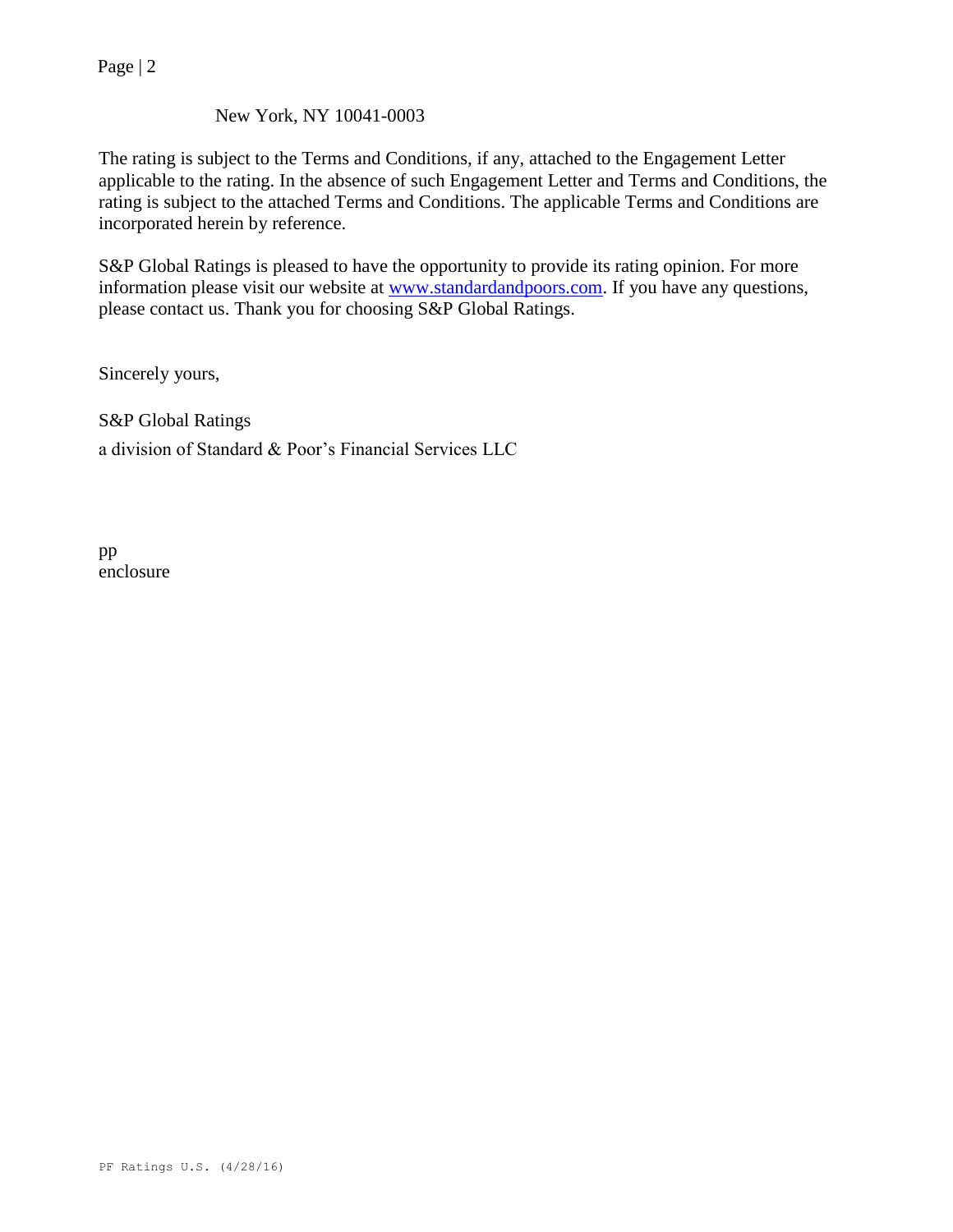New York, NY 10041-0003

The rating is subject to the Terms and Conditions, if any, attached to the Engagement Letter applicable to the rating. In the absence of such Engagement Letter and Terms and Conditions, the rating is subject to the attached Terms and Conditions. The applicable Terms and Conditions are incorporated herein by reference.

S&P Global Ratings is pleased to have the opportunity to provide its rating opinion. For more information please visit our website at www.standardandpoors.com. If you have any questions, please contact us. Thank you for choosing S&P Global Ratings.

Sincerely yours,

S&P Global Ratings
a division of Standard & Poor's Financial Services LLC

pp
enclosure

PF Ratings U.S. (4/28/16)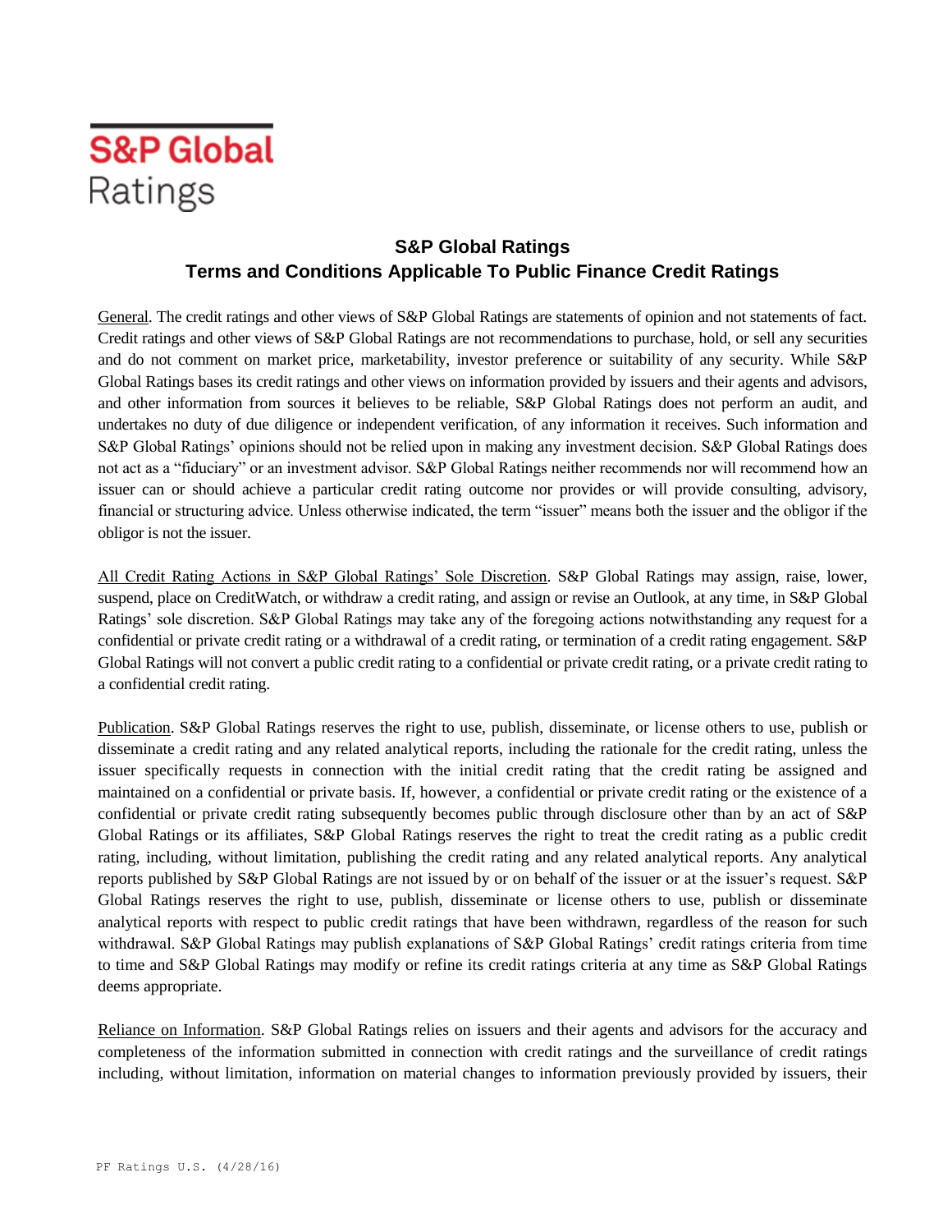# S&P Global Ratings

## S&P Global Ratings
## Terms and Conditions Applicable To Public Finance Credit Ratings

General. The credit ratings and other views of S&P Global Ratings are statements of opinion and not statements of fact. Credit ratings and other views of S&P Global Ratings are not recommendations to purchase, hold, or sell any securities and do not comment on market price, marketability, investor preference or suitability of any security. While S&P Global Ratings bases its credit ratings and other views on information provided by issuers and their agents and advisors, and other information from sources it believes to be reliable, S&P Global Ratings does not perform an audit, and undertakes no duty of due diligence or independent verification, of any information it receives. Such information and S&P Global Ratings' opinions should not be relied upon in making any investment decision. S&P Global Ratings does not act as a "fiduciary" or an investment advisor. S&P Global Ratings neither recommends nor will recommend how an issuer can or should achieve a particular credit rating outcome nor provides or will provide consulting, advisory, financial or structuring advice. Unless otherwise indicated, the term "issuer" means both the issuer and the obligor if the obligor is not the issuer.

All Credit Rating Actions in S&P Global Ratings' Sole Discretion. S&P Global Ratings may assign, raise, lower, suspend, place on CreditWatch, or withdraw a credit rating, and assign or revise an Outlook, at any time, in S&P Global Ratings' sole discretion. S&P Global Ratings may take any of the foregoing actions notwithstanding any request for a confidential or private credit rating or a withdrawal of a credit rating, or termination of a credit rating engagement. S&P Global Ratings will not convert a public credit rating to a confidential or private credit rating, or a private credit rating to a confidential credit rating.

Publication. S&P Global Ratings reserves the right to use, publish, disseminate, or license others to use, publish or disseminate a credit rating and any related analytical reports, including the rationale for the credit rating, unless the issuer specifically requests in connection with the initial credit rating that the credit rating be assigned and maintained on a confidential or private basis. If, however, a confidential or private credit rating or the existence of a confidential or private credit rating subsequently becomes public through disclosure other than by an act of S&P Global Ratings or its affiliates, S&P Global Ratings reserves the right to treat the credit rating as a public credit rating, including, without limitation, publishing the credit rating and any related analytical reports. Any analytical reports published by S&P Global Ratings are not issued by or on behalf of the issuer or at the issuer's request. S&P Global Ratings reserves the right to use, publish, disseminate or license others to use, publish or disseminate analytical reports with respect to public credit ratings that have been withdrawn, regardless of the reason for such withdrawal. S&P Global Ratings may publish explanations of S&P Global Ratings' credit ratings criteria from time to time and S&P Global Ratings may modify or refine its credit ratings criteria at any time as S&P Global Ratings deems appropriate.

Reliance on Information. S&P Global Ratings relies on issuers and their agents and advisors for the accuracy and completeness of the information submitted in connection with credit ratings and the surveillance of credit ratings including, without limitation, information on material changes to information previously provided by issuers, their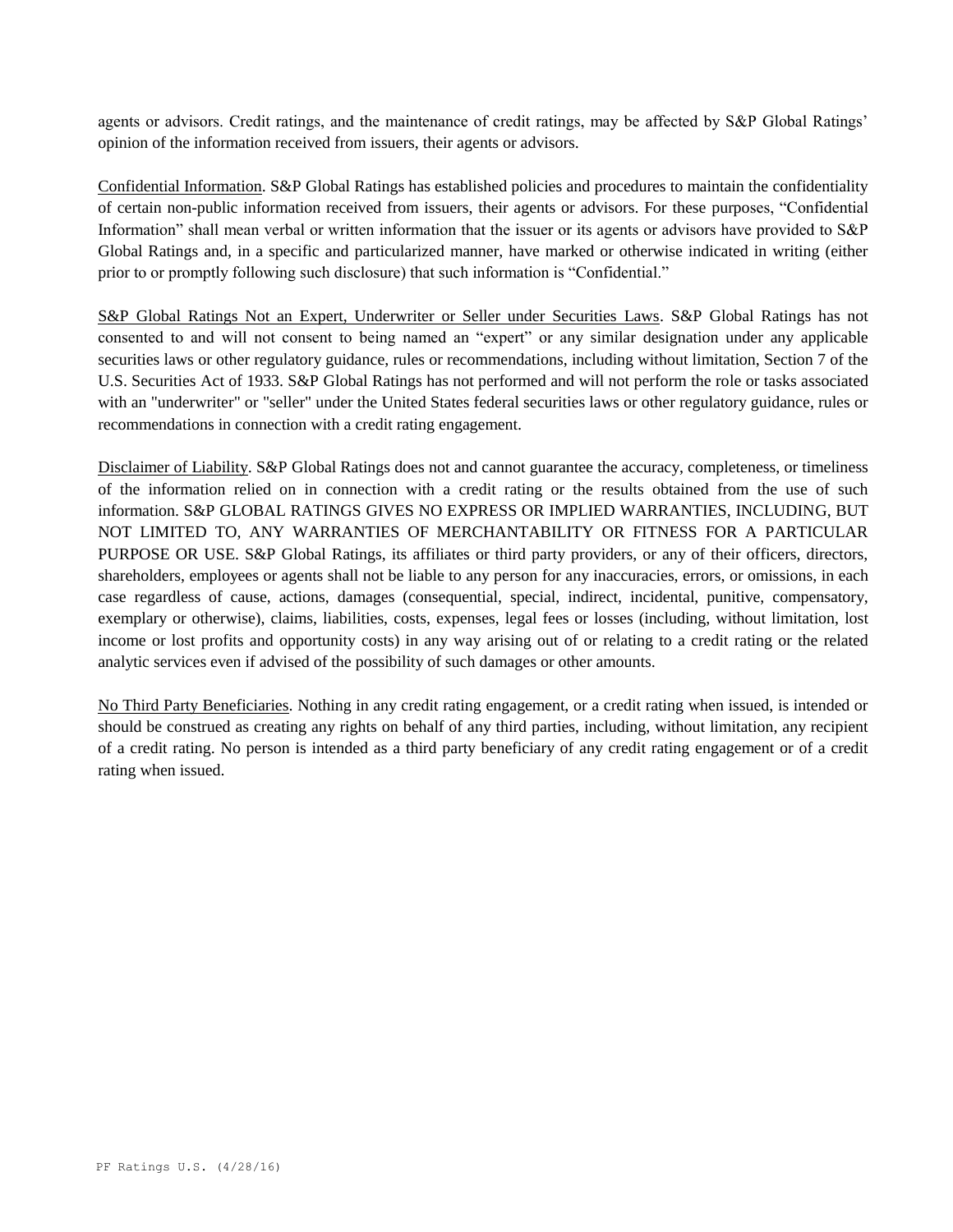agents or advisors. Credit ratings, and the maintenance of credit ratings, may be affected by S&P Global Ratings' opinion of the information received from issuers, their agents or advisors.

Confidential Information. S&P Global Ratings has established policies and procedures to maintain the confidentiality of certain non-public information received from issuers, their agents or advisors. For these purposes, "Confidential Information" shall mean verbal or written information that the issuer or its agents or advisors have provided to S&P Global Ratings and, in a specific and particularized manner, have marked or otherwise indicated in writing (either prior to or promptly following such disclosure) that such information is "Confidential."

S&P Global Ratings Not an Expert, Underwriter or Seller under Securities Laws. S&P Global Ratings has not consented to and will not consent to being named an "expert" or any similar designation under any applicable securities laws or other regulatory guidance, rules or recommendations, including without limitation, Section 7 of the U.S. Securities Act of 1933. S&P Global Ratings has not performed and will not perform the role or tasks associated with an "underwriter" or "seller" under the United States federal securities laws or other regulatory guidance, rules or recommendations in connection with a credit rating engagement.

Disclaimer of Liability. S&P Global Ratings does not and cannot guarantee the accuracy, completeness, or timeliness of the information relied on in connection with a credit rating or the results obtained from the use of such information. S&P GLOBAL RATINGS GIVES NO EXPRESS OR IMPLIED WARRANTIES, INCLUDING, BUT NOT LIMITED TO, ANY WARRANTIES OF MERCHANTABILITY OR FITNESS FOR A PARTICULAR PURPOSE OR USE. S&P Global Ratings, its affiliates or third party providers, or any of their officers, directors, shareholders, employees or agents shall not be liable to any person for any inaccuracies, errors, or omissions, in each case regardless of cause, actions, damages (consequential, special, indirect, incidental, punitive, compensatory, exemplary or otherwise), claims, liabilities, costs, expenses, legal fees or losses (including, without limitation, lost income or lost profits and opportunity costs) in any way arising out of or relating to a credit rating or the related analytic services even if advised of the possibility of such damages or other amounts.

No Third Party Beneficiaries. Nothing in any credit rating engagement, or a credit rating when issued, is intended or should be construed as creating any rights on behalf of any third parties, including, without limitation, any recipient of a credit rating. No person is intended as a third party beneficiary of any credit rating engagement or of a credit rating when issued.